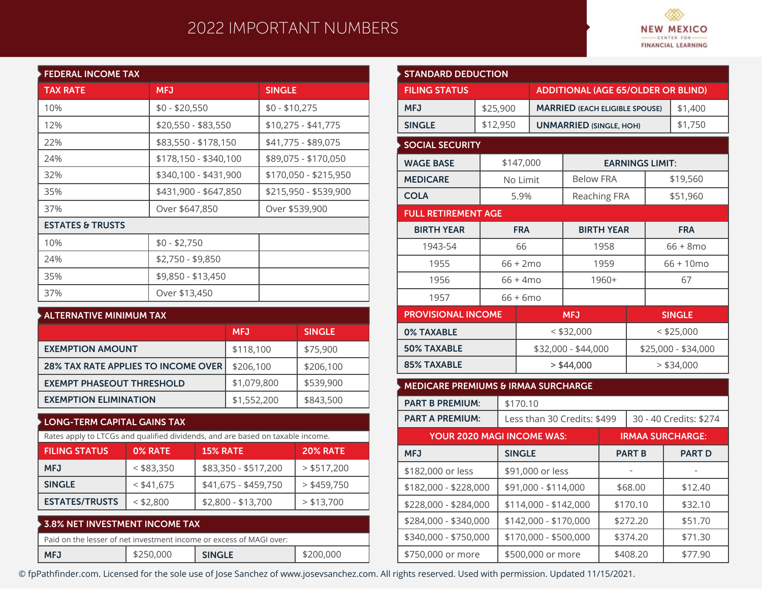# 2022 IMPORTANT NUMBERS

NEW MEXICO CENTER FOR FINANCIAL LEARNING

## FEDERAL INCOME TAX

| TAX RATE | MFJ | SINGLE |
| --- | --- | --- |
| 10% | $0 - $20,550 | $0 - $10,275 |
| 12% | $20,550 - $83,550 | $10,275 - $41,775 |
| 22% | $83,550 - $178,150 | $41,775 - $89,075 |
| 24% | $178,150 - $340,100 | $89,075 - $170,050 |
| 32% | $340,100 - $431,900 | $170,050 - $215,950 |
| 35% | $431,900 - $647,850 | $215,950 - $539,900 |
| 37% | Over $647,850 | Over $539,900 |
| **ESTATES & TRUSTS** | | |
| 10% | $0 - $2,750 | |
| 24% | $2,750 - $9,850 | |
| 35% | $9,850 - $13,450 | |
| 37% | Over $13,450 | |

## ALTERNATIVE MINIMUM TAX

| | MFJ | SINGLE |
| --- | --- | --- |
| EXEMPTION AMOUNT | $118,100 | $75,900 |
| 28% TAX RATE APPLIES TO INCOME OVER | $206,100 | $206,100 |
| EXEMPT PHASEOUT THRESHOLD | $1,079,800 | $539,900 |
| EXEMPTION ELIMINATION | $1,552,200 | $843,500 |

## LONG-TERM CAPITAL GAINS TAX

Rates apply to LTCGs and qualified dividends, and are based on taxable income.

| FILING STATUS | 0% RATE | 15% RATE | 20% RATE |
| --- | --- | --- | --- |
| MFJ | < $83,350 | $83,350 - $517,200 | > $517,200 |
| SINGLE | < $41,675 | $41,675 - $459,750 | > $459,750 |
| ESTATES/TRUSTS | < $2,800 | $2,800 - $13,700 | > $13,700 |

## 3.8% NET INVESTMENT INCOME TAX

Paid on the lesser of net investment income or excess of MAGI over:

| MFJ | $250,000 | SINGLE | $200,000 |
| --- | --- | --- | --- |

## STANDARD DEDUCTION

| FILING STATUS | | ADDITIONAL (AGE 65/OLDER OR BLIND) | |
| --- | --- | --- | --- |
| MFJ | $25,900 | MARRIED (EACH ELIGIBLE SPOUSE) | $1,400 |
| SINGLE | $12,950 | UNMARRIED (SINGLE, HOH) | $1,750 |

## SOCIAL SECURITY

| | | EARNINGS LIMIT: | |
| --- | --- | --- | --- |
| WAGE BASE | $147,000 | | |
| MEDICARE | No Limit | Below FRA | $19,560 |
| COLA | 5.9% | Reaching FRA | $51,960 |

### FULL RETIREMENT AGE

| BIRTH YEAR | FRA | BIRTH YEAR | FRA |
| --- | --- | --- | --- |
| 1943-54 | 66 | 1958 | 66 + 8mo |
| 1955 | 66 + 2mo | 1959 | 66 + 10mo |
| 1956 | 66 + 4mo | 1960+ | 67 |
| 1957 | 66 + 6mo | | |

### PROVISIONAL INCOME

| PROVISIONAL INCOME | MFJ | SINGLE |
| --- | --- | --- |
| 0% TAXABLE | < $32,000 | < $25,000 |
| 50% TAXABLE | $32,000 - $44,000 | $25,000 - $34,000 |
| 85% TAXABLE | > $44,000 | > $34,000 |

## MEDICARE PREMIUMS & IRMAA SURCHARGE

| PART B PREMIUM: | $170.10 | |
| --- | --- | --- |
| PART A PREMIUM: | Less than 30 Credits: $499 | 30 - 40 Credits: $274 |

| YOUR 2020 MAGI INCOME WAS: | | IRMAA SURCHARGE: | |
| --- | --- | --- | --- |
| MFJ | SINGLE | PART B | PART D |
| $182,000 or less | $91,000 or less | - | - |
| $182,000 - $228,000 | $91,000 - $114,000 | $68.00 | $12.40 |
| $228,000 - $284,000 | $114,000 - $142,000 | $170.10 | $32.10 |
| $284,000 - $340,000 | $142,000 - $170,000 | $272.20 | $51.70 |
| $340,000 - $750,000 | $170,000 - $500,000 | $374.20 | $71.30 |
| $750,000 or more | $500,000 or more | $408.20 | $77.90 |

© fpPathfinder.com. Licensed for the sole use of Jose Sanchez of www.josevsanchez.com. All rights reserved. Used with permission. Updated 11/15/2021.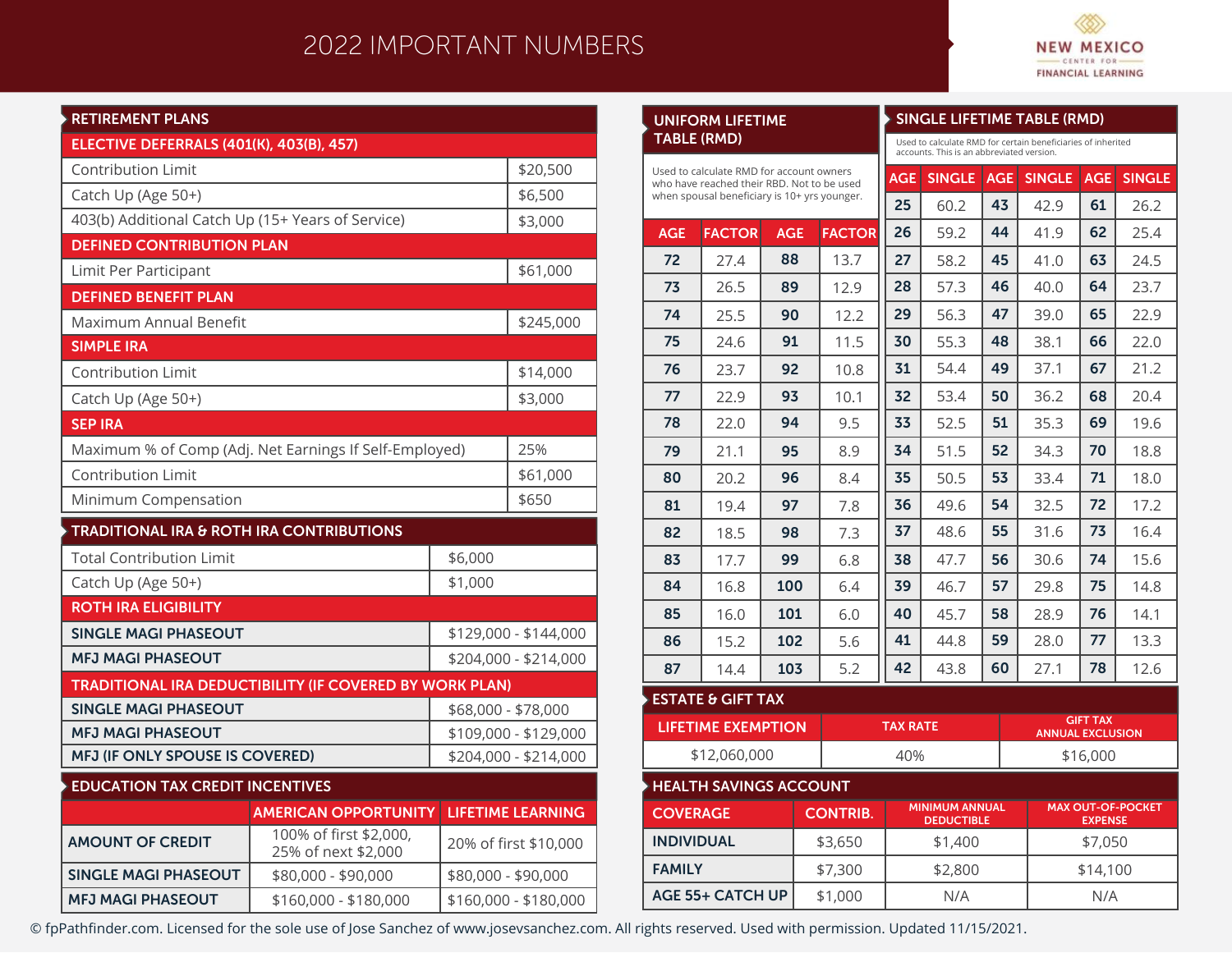# 2022 IMPORTANT NUMBERS

NEW MEXICO CENTER FOR FINANCIAL LEARNING

## RETIREMENT PLANS

| ELECTIVE DEFERRALS (401(K), 403(B), 457) | |
|---|---|
| Contribution Limit | $20,500 |
| Catch Up (Age 50+) | $6,500 |
| 403(b) Additional Catch Up (15+ Years of Service) | $3,000 |
| **DEFINED CONTRIBUTION PLAN** | |
| Limit Per Participant | $61,000 |
| **DEFINED BENEFIT PLAN** | |
| Maximum Annual Benefit | $245,000 |
| **SIMPLE IRA** | |
| Contribution Limit | $14,000 |
| Catch Up (Age 50+) | $3,000 |
| **SEP IRA** | |
| Maximum % of Comp (Adj. Net Earnings If Self-Employed) | 25% |
| Contribution Limit | $61,000 |
| Minimum Compensation | $650 |

## TRADITIONAL IRA & ROTH IRA CONTRIBUTIONS

| Total Contribution Limit | $6,000 |
|---|---|
| Catch Up (Age 50+) | $1,000 |
| **ROTH IRA ELIGIBILITY** | |
| SINGLE MAGI PHASEOUT | $129,000 - $144,000 |
| MFJ MAGI PHASEOUT | $204,000 - $214,000 |
| **TRADITIONAL IRA DEDUCTIBILITY (IF COVERED BY WORK PLAN)** | |
| SINGLE MAGI PHASEOUT | $68,000 - $78,000 |
| MFJ MAGI PHASEOUT | $109,000 - $129,000 |
| MFJ (IF ONLY SPOUSE IS COVERED) | $204,000 - $214,000 |

## EDUCATION TAX CREDIT INCENTIVES

| | AMERICAN OPPORTUNITY | LIFETIME LEARNING |
|---|---|---|
| AMOUNT OF CREDIT | 100% of first $2,000, 25% of next $2,000 | 20% of first $10,000 |
| SINGLE MAGI PHASEOUT | $80,000 - $90,000 | $80,000 - $90,000 |
| MFJ MAGI PHASEOUT | $160,000 - $180,000 | $160,000 - $180,000 |

## UNIFORM LIFETIME TABLE (RMD)

Used to calculate RMD for account owners who have reached their RBD. Not to be used when spousal beneficiary is 10+ yrs younger.

| AGE | FACTOR | AGE | FACTOR |
|---|---|---|---|
| 72 | 27.4 | 88 | 13.7 |
| 73 | 26.5 | 89 | 12.9 |
| 74 | 25.5 | 90 | 12.2 |
| 75 | 24.6 | 91 | 11.5 |
| 76 | 23.7 | 92 | 10.8 |
| 77 | 22.9 | 93 | 10.1 |
| 78 | 22.0 | 94 | 9.5 |
| 79 | 21.1 | 95 | 8.9 |
| 80 | 20.2 | 96 | 8.4 |
| 81 | 19.4 | 97 | 7.8 |
| 82 | 18.5 | 98 | 7.3 |
| 83 | 17.7 | 99 | 6.8 |
| 84 | 16.8 | 100 | 6.4 |
| 85 | 16.0 | 101 | 6.0 |
| 86 | 15.2 | 102 | 5.6 |
| 87 | 14.4 | 103 | 5.2 |

## SINGLE LIFETIME TABLE (RMD)

Used to calculate RMD for certain beneficiaries of inherited accounts. This is an abbreviated version.

| AGE | SINGLE | AGE | SINGLE | AGE | SINGLE |
|---|---|---|---|---|---|
| 25 | 60.2 | 43 | 42.9 | 61 | 26.2 |
| 26 | 59.2 | 44 | 41.9 | 62 | 25.4 |
| 27 | 58.2 | 45 | 41.0 | 63 | 24.5 |
| 28 | 57.3 | 46 | 40.0 | 64 | 23.7 |
| 29 | 56.3 | 47 | 39.0 | 65 | 22.9 |
| 30 | 55.3 | 48 | 38.1 | 66 | 22.0 |
| 31 | 54.4 | 49 | 37.1 | 67 | 21.2 |
| 32 | 53.4 | 50 | 36.2 | 68 | 20.4 |
| 33 | 52.5 | 51 | 35.3 | 69 | 19.6 |
| 34 | 51.5 | 52 | 34.3 | 70 | 18.8 |
| 35 | 50.5 | 53 | 33.4 | 71 | 18.0 |
| 36 | 49.6 | 54 | 32.5 | 72 | 17.2 |
| 37 | 48.6 | 55 | 31.6 | 73 | 16.4 |
| 38 | 47.7 | 56 | 30.6 | 74 | 15.6 |
| 39 | 46.7 | 57 | 29.8 | 75 | 14.8 |
| 40 | 45.7 | 58 | 28.9 | 76 | 14.1 |
| 41 | 44.8 | 59 | 28.0 | 77 | 13.3 |
| 42 | 43.8 | 60 | 27.1 | 78 | 12.6 |

## ESTATE & GIFT TAX

| LIFETIME EXEMPTION | TAX RATE | GIFT TAX ANNUAL EXCLUSION |
|---|---|---|
| $12,060,000 | 40% | $16,000 |

## HEALTH SAVINGS ACCOUNT

| COVERAGE | CONTRIB. | MINIMUM ANNUAL DEDUCTIBLE | MAX OUT-OF-POCKET EXPENSE |
|---|---|---|---|
| INDIVIDUAL | $3,650 | $1,400 | $7,050 |
| FAMILY | $7,300 | $2,800 | $14,100 |
| AGE 55+ CATCH UP | $1,000 | N/A | N/A |

© fpPathfinder.com. Licensed for the sole use of Jose Sanchez of www.josevsanchez.com. All rights reserved. Used with permission. Updated 11/15/2021.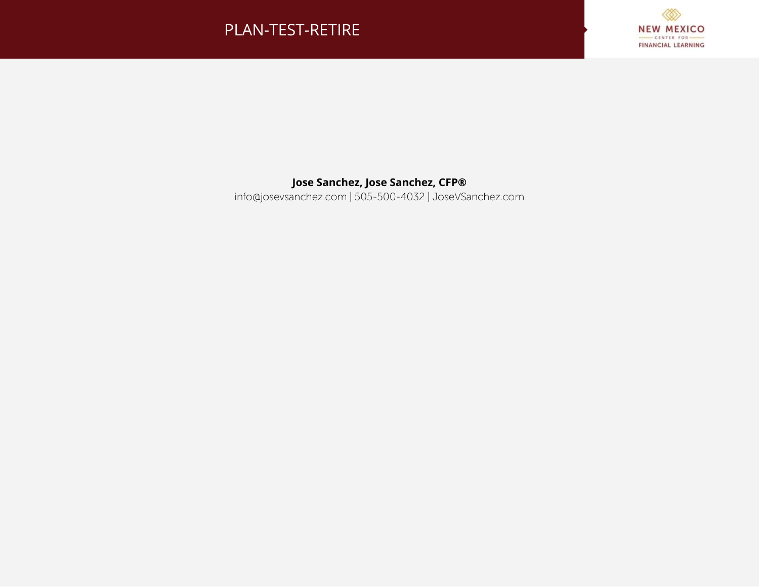**Jose Sanchez, Jose Sanchez, CFP®**

info@josevsanchez.com | 505-500-4032 | JoseVSanchez.com